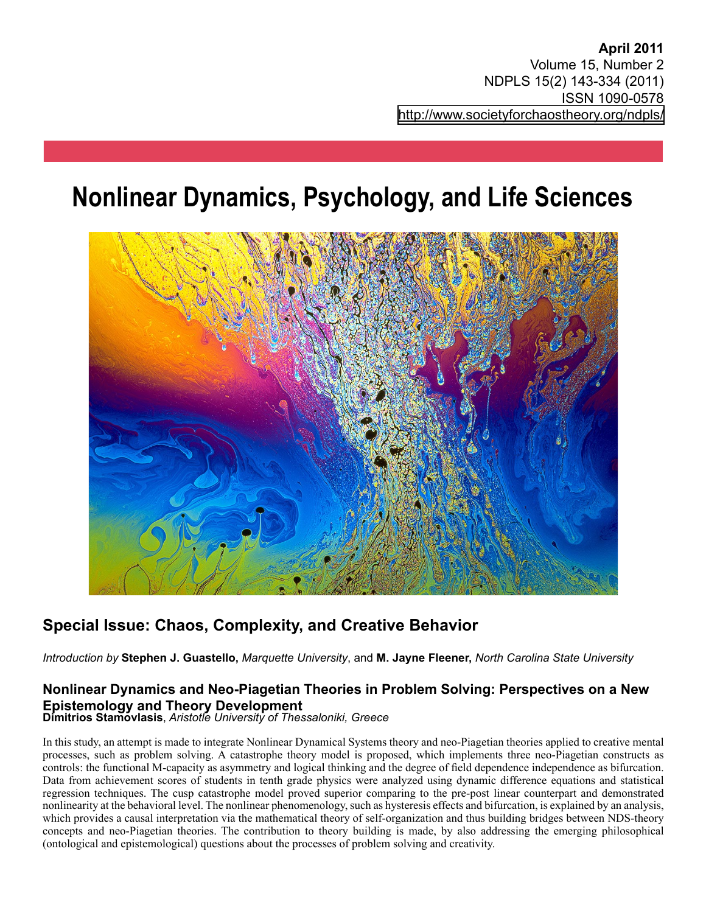**April 2011**
Volume 15, Number 2
NDPLS 15(2) 143-334 (2011)
ISSN 1090-0578
http://www.societyforchaostheory.org/ndpls/

# Nonlinear Dynamics, Psychology, and Life Sciences

## Special Issue: Chaos, Complexity, and Creative Behavior

*Introduction by* **Stephen J. Guastello,** *Marquette University*, and **M. Jayne Fleener,** *North Carolina State University*

### Nonlinear Dynamics and Neo-Piagetian Theories in Problem Solving: Perspectives on a New Epistemology and Theory Development

**Dimitrios Stamovlasis**, *Aristotle University of Thessaloniki, Greece*

In this study, an attempt is made to integrate Nonlinear Dynamical Systems theory and neo-Piagetian theories applied to creative mental processes, such as problem solving. A catastrophe theory model is proposed, which implements three neo-Piagetian constructs as controls: the functional M-capacity as asymmetry and logical thinking and the degree of field dependence independence as bifurcation. Data from achievement scores of students in tenth grade physics were analyzed using dynamic difference equations and statistical regression techniques. The cusp catastrophe model proved superior comparing to the pre-post linear counterpart and demonstrated nonlinearity at the behavioral level. The nonlinear phenomenology, such as hysteresis effects and bifurcation, is explained by an analysis, which provides a causal interpretation via the mathematical theory of self-organization and thus building bridges between NDS-theory concepts and neo-Piagetian theories. The contribution to theory building is made, by also addressing the emerging philosophical (ontological and epistemological) questions about the processes of problem solving and creativity.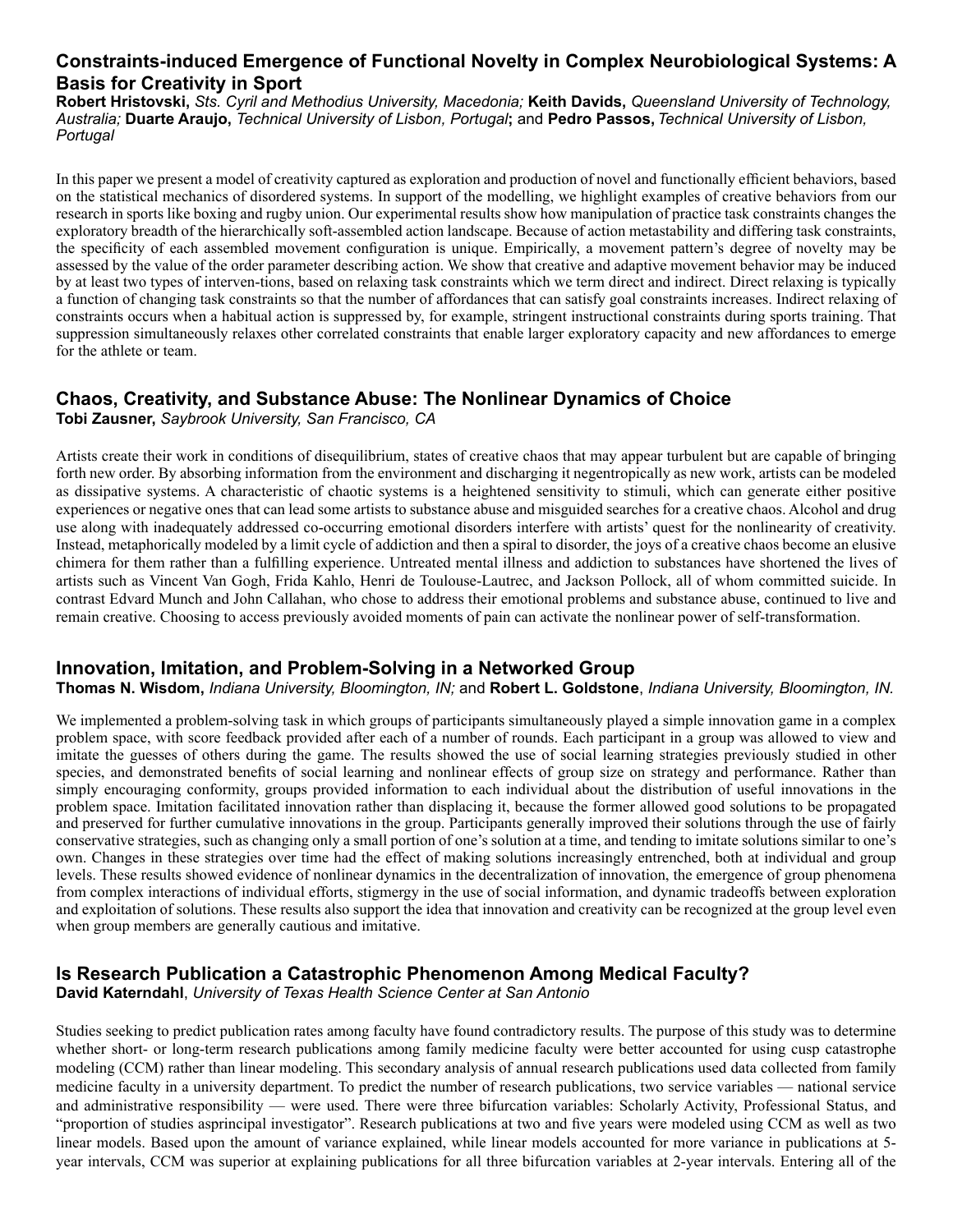### Constraints-induced Emergence of Functional Novelty in Complex Neurobiological Systems: A Basis for Creativity in Sport

**Robert Hristovski,** *Sts. Cyril and Methodius University, Macedonia;* **Keith Davids,** *Queensland University of Technology, Australia;* **Duarte Araujo,** *Technical University of Lisbon, Portugal*; and **Pedro Passos,** *Technical University of Lisbon, Portugal*

In this paper we present a model of creativity captured as exploration and production of novel and functionally efficient behaviors, based on the statistical mechanics of disordered systems. In support of the modelling, we highlight examples of creative behaviors from our research in sports like boxing and rugby union. Our experimental results show how manipulation of practice task constraints changes the exploratory breadth of the hierarchically soft-assembled action landscape. Because of action metastability and differing task constraints, the specificity of each assembled movement configuration is unique. Empirically, a movement pattern's degree of novelty may be assessed by the value of the order parameter describing action. We show that creative and adaptive movement behavior may be induced by at least two types of interven-tions, based on relaxing task constraints which we term direct and indirect. Direct relaxing is typically a function of changing task constraints so that the number of affordances that can satisfy goal constraints increases. Indirect relaxing of constraints occurs when a habitual action is suppressed by, for example, stringent instructional constraints during sports training. That suppression simultaneously relaxes other correlated constraints that enable larger exploratory capacity and new affordances to emerge for the athlete or team.

### Chaos, Creativity, and Substance Abuse: The Nonlinear Dynamics of Choice

**Tobi Zausner,** *Saybrook University, San Francisco, CA*

Artists create their work in conditions of disequilibrium, states of creative chaos that may appear turbulent but are capable of bringing forth new order. By absorbing information from the environment and discharging it negentropically as new work, artists can be modeled as dissipative systems. A characteristic of chaotic systems is a heightened sensitivity to stimuli, which can generate either positive experiences or negative ones that can lead some artists to substance abuse and misguided searches for a creative chaos. Alcohol and drug use along with inadequately addressed co-occurring emotional disorders interfere with artists' quest for the nonlinearity of creativity. Instead, metaphorically modeled by a limit cycle of addiction and then a spiral to disorder, the joys of a creative chaos become an elusive chimera for them rather than a fulfilling experience. Untreated mental illness and addiction to substances have shortened the lives of artists such as Vincent Van Gogh, Frida Kahlo, Henri de Toulouse-Lautrec, and Jackson Pollock, all of whom committed suicide. In contrast Edvard Munch and John Callahan, who chose to address their emotional problems and substance abuse, continued to live and remain creative. Choosing to access previously avoided moments of pain can activate the nonlinear power of self-transformation.

### Innovation, Imitation, and Problem-Solving in a Networked Group

**Thomas N. Wisdom,** *Indiana University, Bloomington, IN;* and **Robert L. Goldstone**, *Indiana University, Bloomington, IN.*

We implemented a problem-solving task in which groups of participants simultaneously played a simple innovation game in a complex problem space, with score feedback provided after each of a number of rounds. Each participant in a group was allowed to view and imitate the guesses of others during the game. The results showed the use of social learning strategies previously studied in other species, and demonstrated benefits of social learning and nonlinear effects of group size on strategy and performance. Rather than simply encouraging conformity, groups provided information to each individual about the distribution of useful innovations in the problem space. Imitation facilitated innovation rather than displacing it, because the former allowed good solutions to be propagated and preserved for further cumulative innovations in the group. Participants generally improved their solutions through the use of fairly conservative strategies, such as changing only a small portion of one's solution at a time, and tending to imitate solutions similar to one's own. Changes in these strategies over time had the effect of making solutions increasingly entrenched, both at individual and group levels. These results showed evidence of nonlinear dynamics in the decentralization of innovation, the emergence of group phenomena from complex interactions of individual efforts, stigmergy in the use of social information, and dynamic tradeoffs between exploration and exploitation of solutions. These results also support the idea that innovation and creativity can be recognized at the group level even when group members are generally cautious and imitative.

### Is Research Publication a Catastrophic Phenomenon Among Medical Faculty?

**David Katerndahl**, *University of Texas Health Science Center at San Antonio*

Studies seeking to predict publication rates among faculty have found contradictory results. The purpose of this study was to determine whether short- or long-term research publications among family medicine faculty were better accounted for using cusp catastrophe modeling (CCM) rather than linear modeling. This secondary analysis of annual research publications used data collected from family medicine faculty in a university department. To predict the number of research publications, two service variables — national service and administrative responsibility — were used. There were three bifurcation variables: Scholarly Activity, Professional Status, and "proportion of studies asprincipal investigator". Research publications at two and five years were modeled using CCM as well as two linear models. Based upon the amount of variance explained, while linear models accounted for more variance in publications at 5-year intervals, CCM was superior at explaining publications for all three bifurcation variables at 2-year intervals. Entering all of the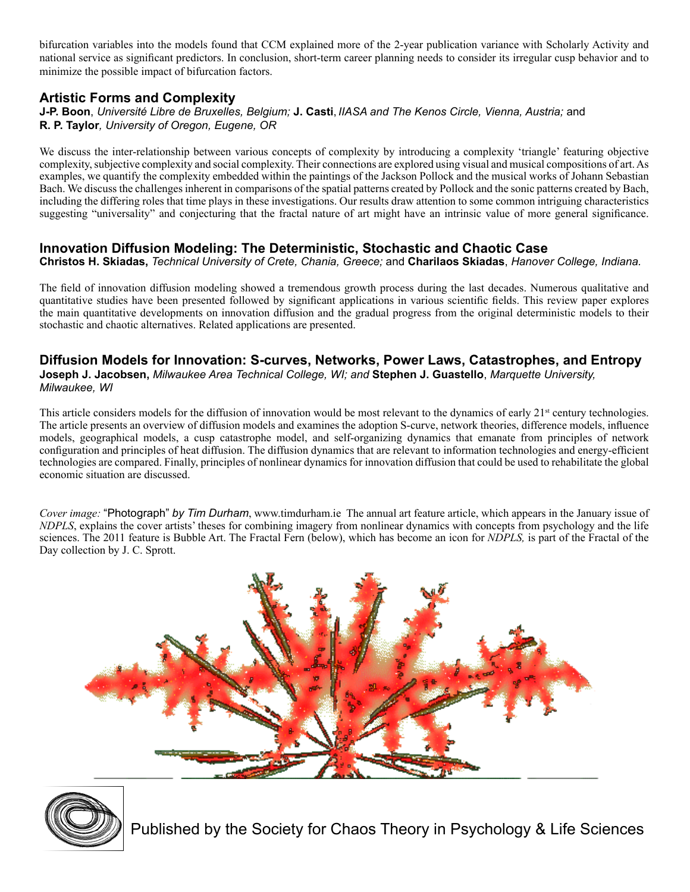bifurcation variables into the models found that CCM explained more of the 2-year publication variance with Scholarly Activity and national service as significant predictors. In conclusion, short-term career planning needs to consider its irregular cusp behavior and to minimize the possible impact of bifurcation factors.

## Artistic Forms and Complexity

**J-P. Boon**, *Université Libre de Bruxelles, Belgium;* **J. Casti**, *IIASA and The Kenos Circle, Vienna, Austria;* and **R. P. Taylor***, University of Oregon, Eugene, OR*

We discuss the inter-relationship between various concepts of complexity by introducing a complexity 'triangle' featuring objective complexity, subjective complexity and social complexity. Their connections are explored using visual and musical compositions of art. As examples, we quantify the complexity embedded within the paintings of the Jackson Pollock and the musical works of Johann Sebastian Bach. We discuss the challenges inherent in comparisons of the spatial patterns created by Pollock and the sonic patterns created by Bach, including the differing roles that time plays in these investigations. Our results draw attention to some common intriguing characteristics suggesting "universality" and conjecturing that the fractal nature of art might have an intrinsic value of more general significance.

## Innovation Diffusion Modeling: The Deterministic, Stochastic and Chaotic Case

**Christos H. Skiadas,** *Technical University of Crete, Chania, Greece;* and **Charilaos Skiadas**, *Hanover College, Indiana.*

The field of innovation diffusion modeling showed a tremendous growth process during the last decades. Numerous qualitative and quantitative studies have been presented followed by significant applications in various scientific fields. This review paper explores the main quantitative developments on innovation diffusion and the gradual progress from the original deterministic models to their stochastic and chaotic alternatives. Related applications are presented.

## Diffusion Models for Innovation: S-curves, Networks, Power Laws, Catastrophes, and Entropy

**Joseph J. Jacobsen,** *Milwaukee Area Technical College, WI; and* **Stephen J. Guastello**, *Marquette University, Milwaukee, WI*

This article considers models for the diffusion of innovation would be most relevant to the dynamics of early 21st century technologies. The article presents an overview of diffusion models and examines the adoption S-curve, network theories, difference models, influence models, geographical models, a cusp catastrophe model, and self-organizing dynamics that emanate from principles of network configuration and principles of heat diffusion. The diffusion dynamics that are relevant to information technologies and energy-efficient technologies are compared. Finally, principles of nonlinear dynamics for innovation diffusion that could be used to rehabilitate the global economic situation are discussed.

*Cover image:* "Photograph" *by Tim Durham*, www.timdurham.ie The annual art feature article, which appears in the January issue of *NDPLS*, explains the cover artists' theses for combining imagery from nonlinear dynamics with concepts from psychology and the life sciences. The 2011 feature is Bubble Art. The Fractal Fern (below), which has become an icon for *NDPLS,* is part of the Fractal of the Day collection by J. C. Sprott.

Published by the Society for Chaos Theory in Psychology & Life Sciences